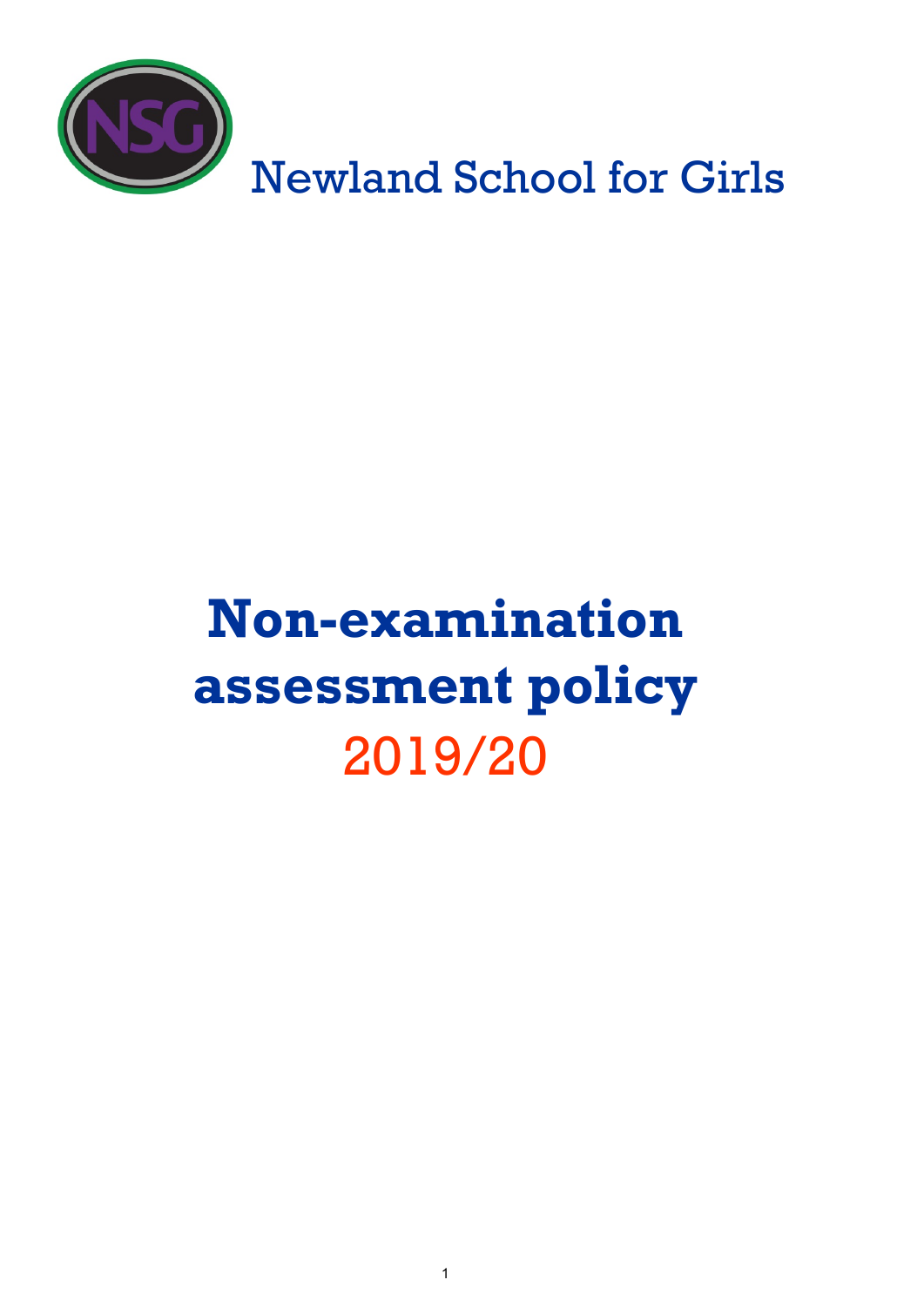Newland School for Girls

# Non-examination assessment policy

## 2019/20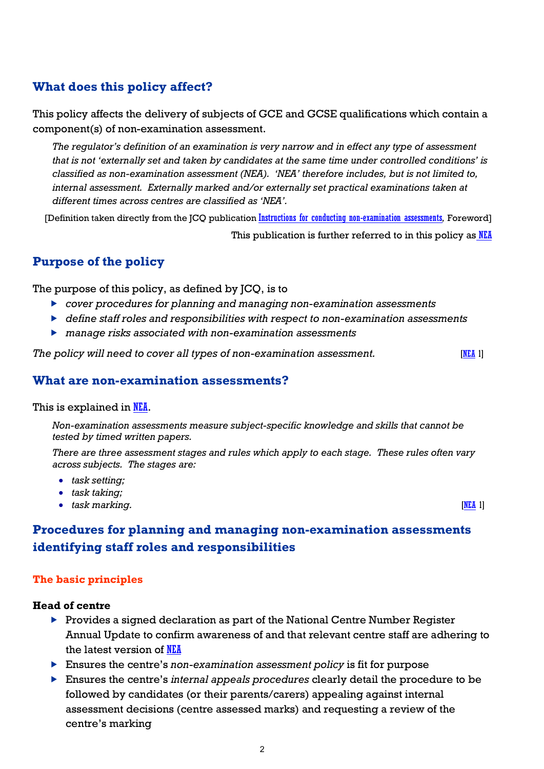## What does this policy affect?

This policy affects the delivery of subjects of GCE and GCSE qualifications which contain a component(s) of non-examination assessment.

*The regulator's definition of an examination is very narrow and in effect any type of assessment that is not 'externally set and taken by candidates at the same time under controlled conditions' is classified as non-examination assessment (NEA). 'NEA' therefore includes, but is not limited to, internal assessment. Externally marked and/or externally set practical examinations taken at different times across centres are classified as 'NEA'.*

[Definition taken directly from the JCQ publication Instructions for conducting non-examination assessments, Foreword]

This publication is further referred to in this policy as NEA

## Purpose of the policy

The purpose of this policy, as defined by JCQ, is to

- *cover procedures for planning and managing non-examination assessments*
- *define staff roles and responsibilities with respect to non-examination assessments*
- *manage risks associated with non-examination assessments*

*The policy will need to cover all types of non-examination assessment.* [NEA 1]

## What are non-examination assessments?

This is explained in NEA.

*Non-examination assessments measure subject-specific knowledge and skills that cannot be tested by timed written papers.*

*There are three assessment stages and rules which apply to each stage. These rules often vary across subjects. The stages are:*

- *task setting;*
- *task taking;*
- *task marking.* [NEA 1]

## Procedures for planning and managing non-examination assessments identifying staff roles and responsibilities

### The basic principles

**Head of centre**

- Provides a signed declaration as part of the National Centre Number Register Annual Update to confirm awareness of and that relevant centre staff are adhering to the latest version of NEA
- Ensures the centre's *non-examination assessment policy* is fit for purpose
- Ensures the centre's *internal appeals procedures* clearly detail the procedure to be followed by candidates (or their parents/carers) appealing against internal assessment decisions (centre assessed marks) and requesting a review of the centre's marking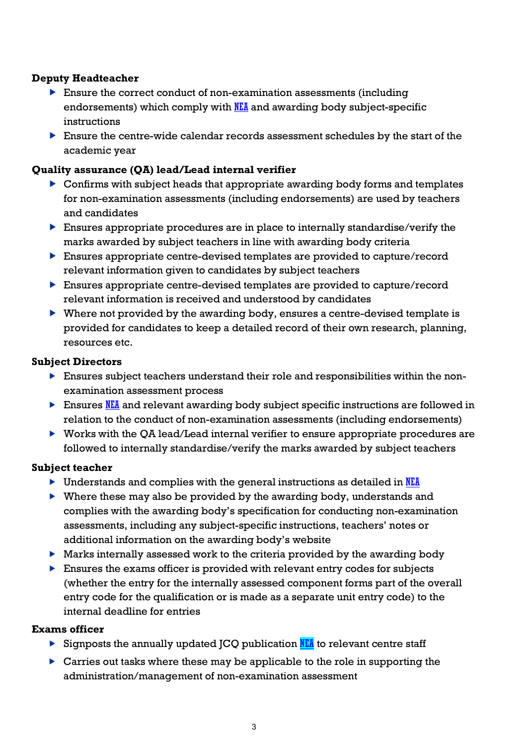**Deputy Headteacher**

- Ensure the correct conduct of non-examination assessments (including endorsements) which comply with NEA and awarding body subject-specific instructions
- Ensure the centre-wide calendar records assessment schedules by the start of the academic year

**Quality assurance (QA) lead/Lead internal verifier**

- Confirms with subject heads that appropriate awarding body forms and templates for non-examination assessments (including endorsements) are used by teachers and candidates
- Ensures appropriate procedures are in place to internally standardise/verify the marks awarded by subject teachers in line with awarding body criteria
- Ensures appropriate centre-devised templates are provided to capture/record relevant information given to candidates by subject teachers
- Ensures appropriate centre-devised templates are provided to capture/record relevant information is received and understood by candidates
- Where not provided by the awarding body, ensures a centre-devised template is provided for candidates to keep a detailed record of their own research, planning, resources etc.

**Subject Directors**

- Ensures subject teachers understand their role and responsibilities within the non-examination assessment process
- Ensures NEA and relevant awarding body subject specific instructions are followed in relation to the conduct of non-examination assessments (including endorsements)
- Works with the QA lead/Lead internal verifier to ensure appropriate procedures are followed to internally standardise/verify the marks awarded by subject teachers

**Subject teacher**

- Understands and complies with the general instructions as detailed in NEA
- Where these may also be provided by the awarding body, understands and complies with the awarding body's specification for conducting non-examination assessments, including any subject-specific instructions, teachers' notes or additional information on the awarding body's website
- Marks internally assessed work to the criteria provided by the awarding body
- Ensures the exams officer is provided with relevant entry codes for subjects (whether the entry for the internally assessed component forms part of the overall entry code for the qualification or is made as a separate unit entry code) to the internal deadline for entries

**Exams officer**

- Signposts the annually updated JCQ publication NEA to relevant centre staff
- Carries out tasks where these may be applicable to the role in supporting the administration/management of non-examination assessment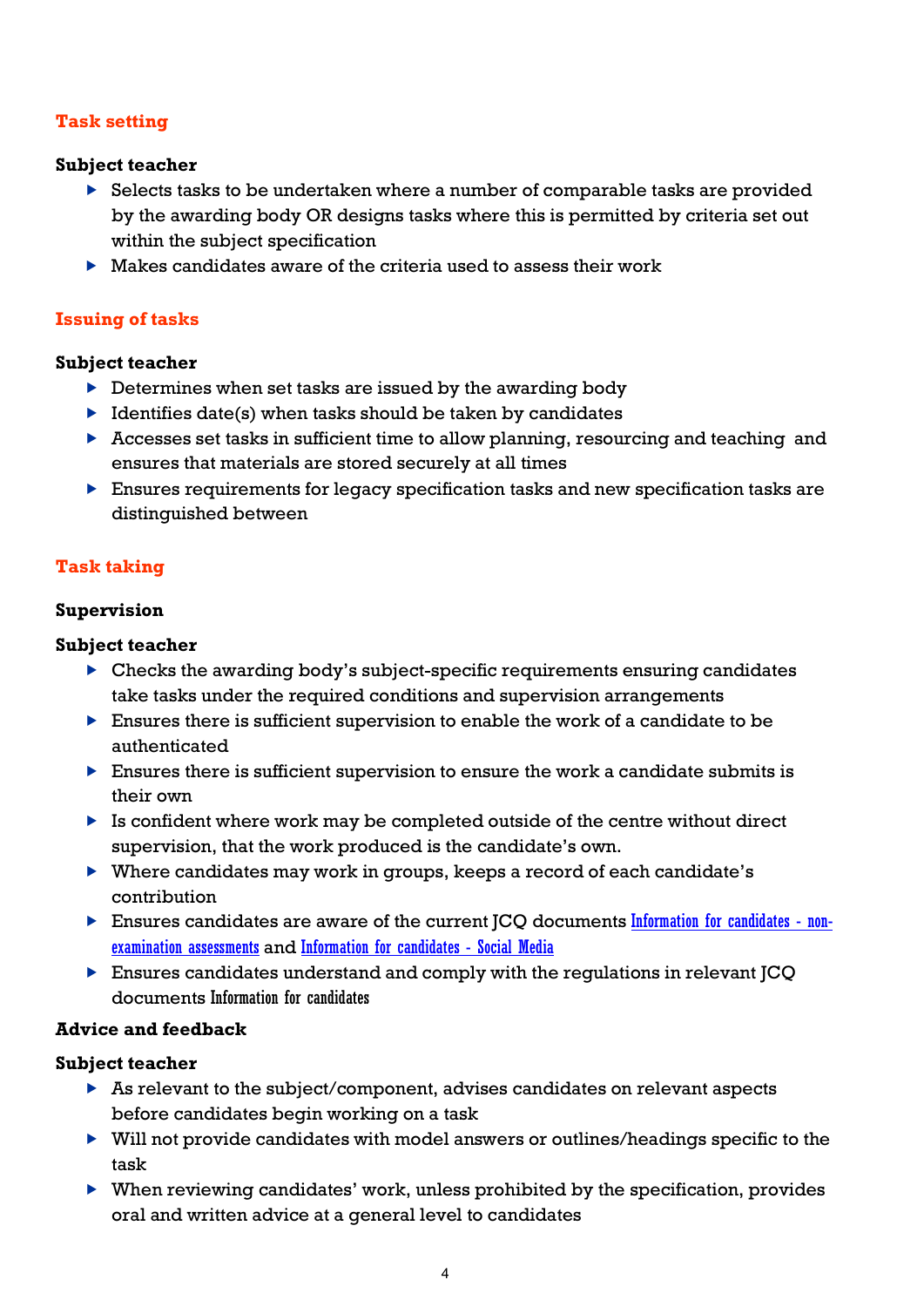## Task setting

**Subject teacher**

- Selects tasks to be undertaken where a number of comparable tasks are provided by the awarding body OR designs tasks where this is permitted by criteria set out within the subject specification
- Makes candidates aware of the criteria used to assess their work

## Issuing of tasks

**Subject teacher**

- Determines when set tasks are issued by the awarding body
- Identifies date(s) when tasks should be taken by candidates
- Accesses set tasks in sufficient time to allow planning, resourcing and teaching and ensures that materials are stored securely at all times
- Ensures requirements for legacy specification tasks and new specification tasks are distinguished between

## Task taking

**Supervision**

**Subject teacher**

- Checks the awarding body's subject-specific requirements ensuring candidates take tasks under the required conditions and supervision arrangements
- Ensures there is sufficient supervision to enable the work of a candidate to be authenticated
- Ensures there is sufficient supervision to ensure the work a candidate submits is their own
- Is confident where work may be completed outside of the centre without direct supervision, that the work produced is the candidate's own.
- Where candidates may work in groups, keeps a record of each candidate's contribution
- Ensures candidates are aware of the current JCQ documents Information for candidates - non-examination assessments and Information for candidates - Social Media
- Ensures candidates understand and comply with the regulations in relevant JCQ documents Information for candidates

**Advice and feedback**

**Subject teacher**

- As relevant to the subject/component, advises candidates on relevant aspects before candidates begin working on a task
- Will not provide candidates with model answers or outlines/headings specific to the task
- When reviewing candidates' work, unless prohibited by the specification, provides oral and written advice at a general level to candidates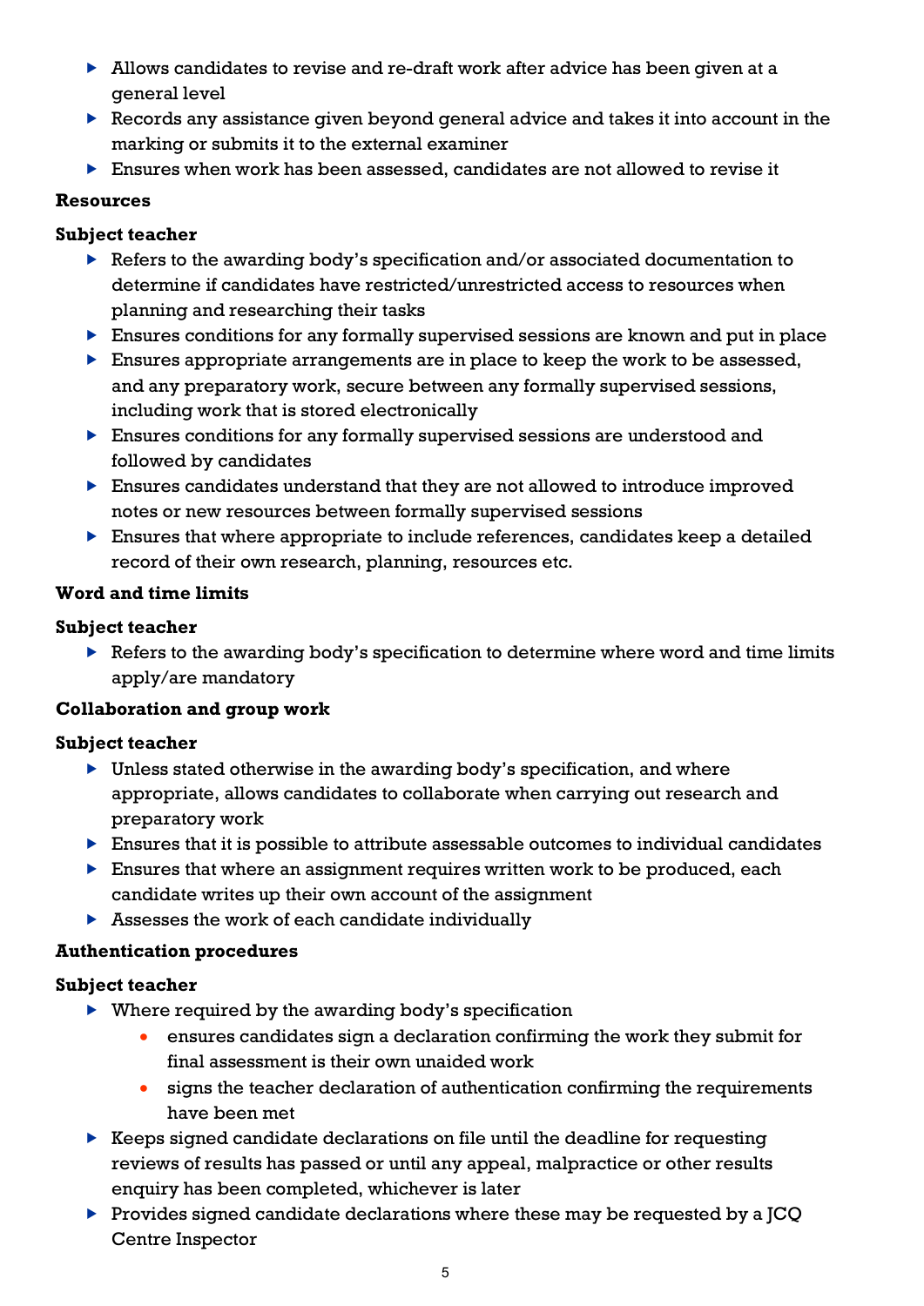- Allows candidates to revise and re-draft work after advice has been given at a general level
- Records any assistance given beyond general advice and takes it into account in the marking or submits it to the external examiner
- Ensures when work has been assessed, candidates are not allowed to revise it

**Resources**

**Subject teacher**

- Refers to the awarding body's specification and/or associated documentation to determine if candidates have restricted/unrestricted access to resources when planning and researching their tasks
- Ensures conditions for any formally supervised sessions are known and put in place
- Ensures appropriate arrangements are in place to keep the work to be assessed, and any preparatory work, secure between any formally supervised sessions, including work that is stored electronically
- Ensures conditions for any formally supervised sessions are understood and followed by candidates
- Ensures candidates understand that they are not allowed to introduce improved notes or new resources between formally supervised sessions
- Ensures that where appropriate to include references, candidates keep a detailed record of their own research, planning, resources etc.

**Word and time limits**

**Subject teacher**

- Refers to the awarding body's specification to determine where word and time limits apply/are mandatory

**Collaboration and group work**

**Subject teacher**

- Unless stated otherwise in the awarding body's specification, and where appropriate, allows candidates to collaborate when carrying out research and preparatory work
- Ensures that it is possible to attribute assessable outcomes to individual candidates
- Ensures that where an assignment requires written work to be produced, each candidate writes up their own account of the assignment
- Assesses the work of each candidate individually

**Authentication procedures**

**Subject teacher**

- Where required by the awarding body's specification
    - ensures candidates sign a declaration confirming the work they submit for final assessment is their own unaided work
    - signs the teacher declaration of authentication confirming the requirements have been met
- Keeps signed candidate declarations on file until the deadline for requesting reviews of results has passed or until any appeal, malpractice or other results enquiry has been completed, whichever is later
- Provides signed candidate declarations where these may be requested by a JCQ Centre Inspector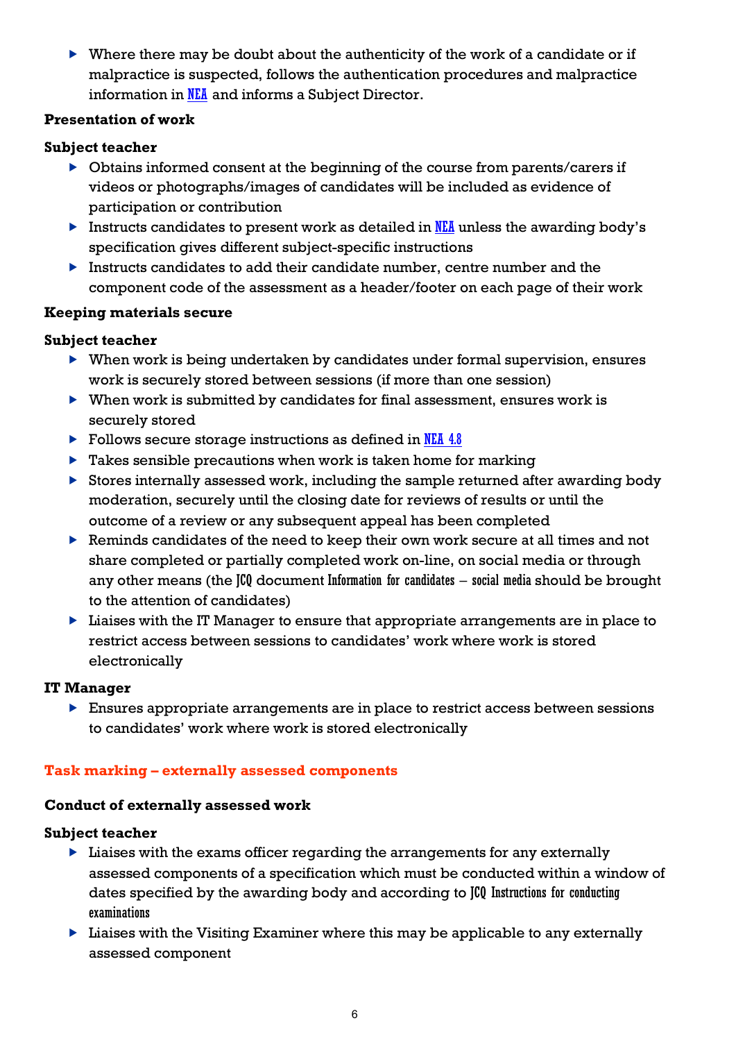- Where there may be doubt about the authenticity of the work of a candidate or if malpractice is suspected, follows the authentication procedures and malpractice information in NEA and informs a Subject Director.

**Presentation of work**

**Subject teacher**

- Obtains informed consent at the beginning of the course from parents/carers if videos or photographs/images of candidates will be included as evidence of participation or contribution
- Instructs candidates to present work as detailed in NEA unless the awarding body's specification gives different subject-specific instructions
- Instructs candidates to add their candidate number, centre number and the component code of the assessment as a header/footer on each page of their work

**Keeping materials secure**

**Subject teacher**

- When work is being undertaken by candidates under formal supervision, ensures work is securely stored between sessions (if more than one session)
- When work is submitted by candidates for final assessment, ensures work is securely stored
- Follows secure storage instructions as defined in NEA 4.8
- Takes sensible precautions when work is taken home for marking
- Stores internally assessed work, including the sample returned after awarding body moderation, securely until the closing date for reviews of results or until the outcome of a review or any subsequent appeal has been completed
- Reminds candidates of the need to keep their own work secure at all times and not share completed or partially completed work on-line, on social media or through any other means (the JCQ document *Information for candidates – social media* should be brought to the attention of candidates)
- Liaises with the IT Manager to ensure that appropriate arrangements are in place to restrict access between sessions to candidates' work where work is stored electronically

**IT Manager**

- Ensures appropriate arrangements are in place to restrict access between sessions to candidates' work where work is stored electronically

## Task marking – externally assessed components

**Conduct of externally assessed work**

**Subject teacher**

- Liaises with the exams officer regarding the arrangements for any externally assessed components of a specification which must be conducted within a window of dates specified by the awarding body and according to JCQ *Instructions for conducting examinations*
- Liaises with the Visiting Examiner where this may be applicable to any externally assessed component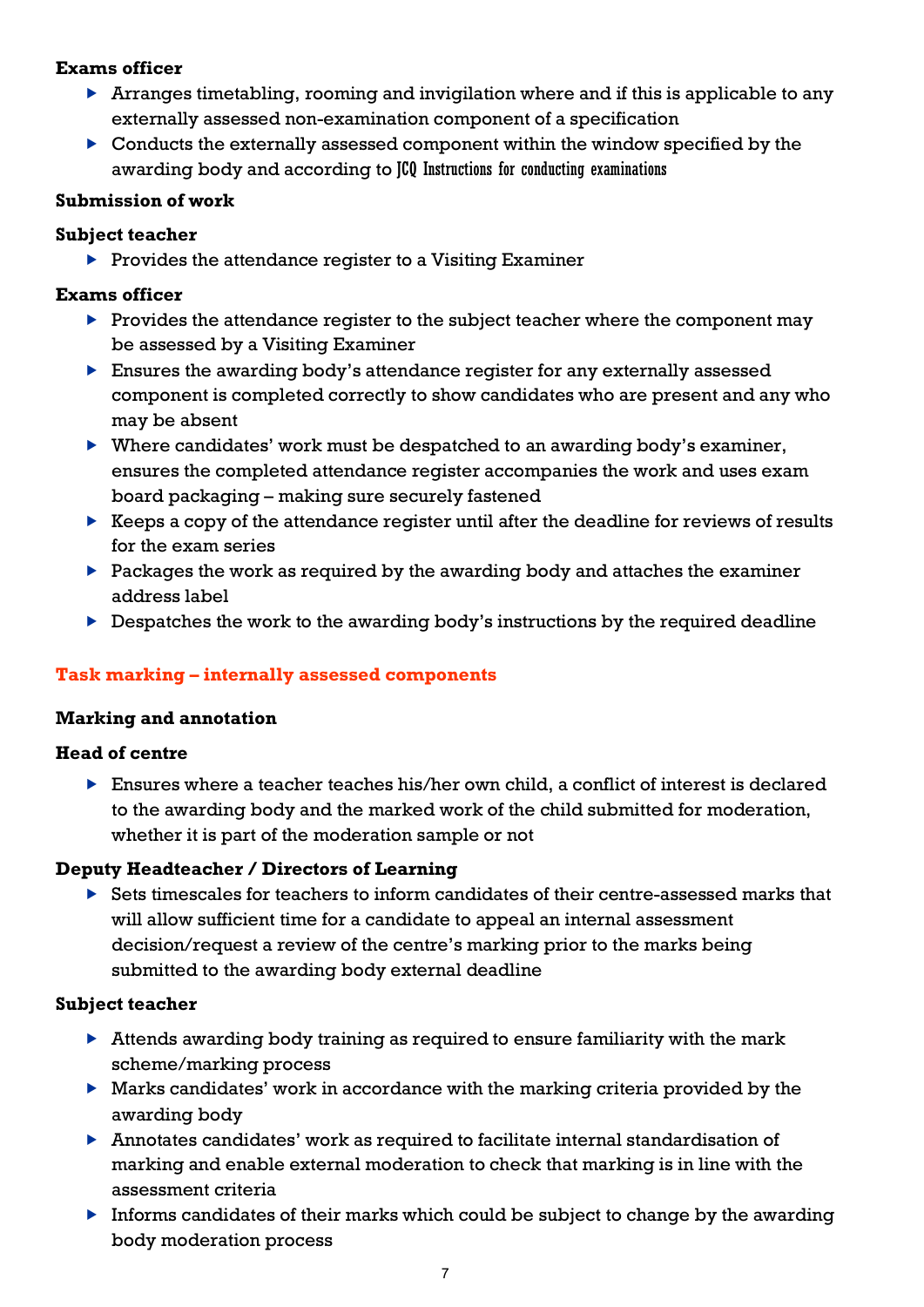**Exams officer**

- Arranges timetabling, rooming and invigilation where and if this is applicable to any externally assessed non-examination component of a specification
- Conducts the externally assessed component within the window specified by the awarding body and according to JCQ *Instructions for conducting examinations*

**Submission of work**

**Subject teacher**

- Provides the attendance register to a Visiting Examiner

**Exams officer**

- Provides the attendance register to the subject teacher where the component may be assessed by a Visiting Examiner
- Ensures the awarding body's attendance register for any externally assessed component is completed correctly to show candidates who are present and any who may be absent
- Where candidates' work must be despatched to an awarding body's examiner, ensures the completed attendance register accompanies the work and uses exam board packaging – making sure securely fastened
- Keeps a copy of the attendance register until after the deadline for reviews of results for the exam series
- Packages the work as required by the awarding body and attaches the examiner address label
- Despatches the work to the awarding body's instructions by the required deadline

## Task marking – internally assessed components

**Marking and annotation**

**Head of centre**

- Ensures where a teacher teaches his/her own child, a conflict of interest is declared to the awarding body and the marked work of the child submitted for moderation, whether it is part of the moderation sample or not

**Deputy Headteacher / Directors of Learning**

- Sets timescales for teachers to inform candidates of their centre-assessed marks that will allow sufficient time for a candidate to appeal an internal assessment decision/request a review of the centre's marking prior to the marks being submitted to the awarding body external deadline

**Subject teacher**

- Attends awarding body training as required to ensure familiarity with the mark scheme/marking process
- Marks candidates' work in accordance with the marking criteria provided by the awarding body
- Annotates candidates' work as required to facilitate internal standardisation of marking and enable external moderation to check that marking is in line with the assessment criteria
- Informs candidates of their marks which could be subject to change by the awarding body moderation process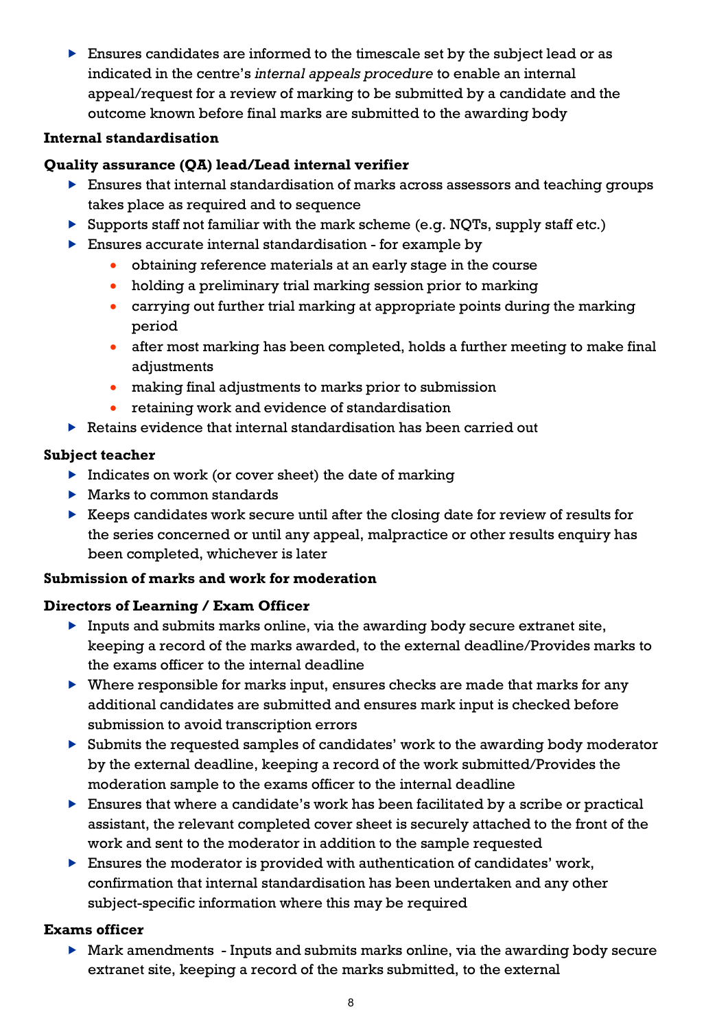- Ensures candidates are informed to the timescale set by the subject lead or as indicated in the centre's *internal appeals procedure* to enable an internal appeal/request for a review of marking to be submitted by a candidate and the outcome known before final marks are submitted to the awarding body

**Internal standardisation**

**Quality assurance (QA) lead/Lead internal verifier**

- Ensures that internal standardisation of marks across assessors and teaching groups takes place as required and to sequence
- Supports staff not familiar with the mark scheme (e.g. NQTs, supply staff etc.)
- Ensures accurate internal standardisation - for example by
    - obtaining reference materials at an early stage in the course
    - holding a preliminary trial marking session prior to marking
    - carrying out further trial marking at appropriate points during the marking period
    - after most marking has been completed, holds a further meeting to make final adjustments
    - making final adjustments to marks prior to submission
    - retaining work and evidence of standardisation
- Retains evidence that internal standardisation has been carried out

**Subject teacher**

- Indicates on work (or cover sheet) the date of marking
- Marks to common standards
- Keeps candidates work secure until after the closing date for review of results for the series concerned or until any appeal, malpractice or other results enquiry has been completed, whichever is later

**Submission of marks and work for moderation**

**Directors of Learning / Exam Officer**

- Inputs and submits marks online, via the awarding body secure extranet site, keeping a record of the marks awarded, to the external deadline/Provides marks to the exams officer to the internal deadline
- Where responsible for marks input, ensures checks are made that marks for any additional candidates are submitted and ensures mark input is checked before submission to avoid transcription errors
- Submits the requested samples of candidates' work to the awarding body moderator by the external deadline, keeping a record of the work submitted/Provides the moderation sample to the exams officer to the internal deadline
- Ensures that where a candidate's work has been facilitated by a scribe or practical assistant, the relevant completed cover sheet is securely attached to the front of the work and sent to the moderator in addition to the sample requested
- Ensures the moderator is provided with authentication of candidates' work, confirmation that internal standardisation has been undertaken and any other subject-specific information where this may be required

**Exams officer**

- Mark amendments - Inputs and submits marks online, via the awarding body secure extranet site, keeping a record of the marks submitted, to the external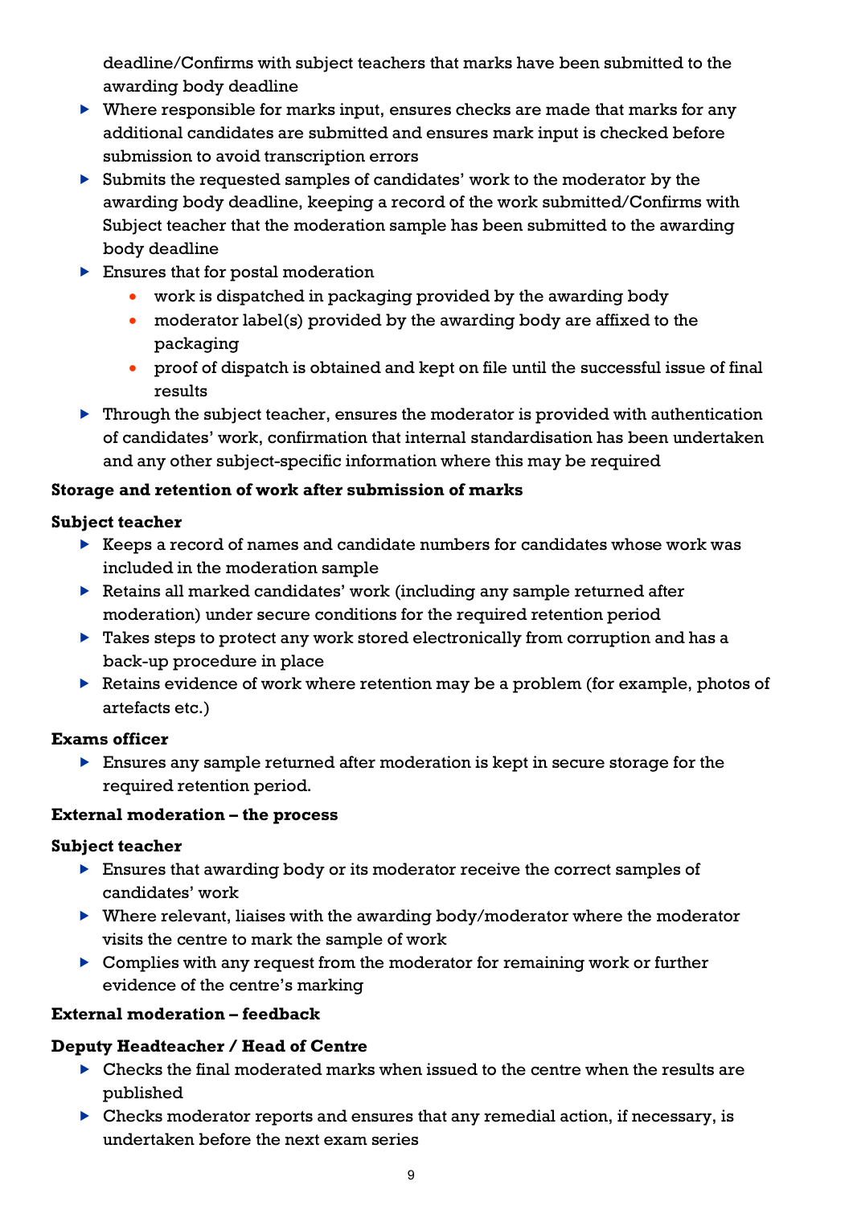deadline/Confirms with subject teachers that marks have been submitted to the awarding body deadline

- Where responsible for marks input, ensures checks are made that marks for any additional candidates are submitted and ensures mark input is checked before submission to avoid transcription errors
- Submits the requested samples of candidates' work to the moderator by the awarding body deadline, keeping a record of the work submitted/Confirms with Subject teacher that the moderation sample has been submitted to the awarding body deadline
- Ensures that for postal moderation
    - work is dispatched in packaging provided by the awarding body
    - moderator label(s) provided by the awarding body are affixed to the packaging
    - proof of dispatch is obtained and kept on file until the successful issue of final results
- Through the subject teacher, ensures the moderator is provided with authentication of candidates' work, confirmation that internal standardisation has been undertaken and any other subject-specific information where this may be required

**Storage and retention of work after submission of marks**

**Subject teacher**

- Keeps a record of names and candidate numbers for candidates whose work was included in the moderation sample
- Retains all marked candidates' work (including any sample returned after moderation) under secure conditions for the required retention period
- Takes steps to protect any work stored electronically from corruption and has a back-up procedure in place
- Retains evidence of work where retention may be a problem (for example, photos of artefacts etc.)

**Exams officer**

- Ensures any sample returned after moderation is kept in secure storage for the required retention period.

**External moderation – the process**

**Subject teacher**

- Ensures that awarding body or its moderator receive the correct samples of candidates' work
- Where relevant, liaises with the awarding body/moderator where the moderator visits the centre to mark the sample of work
- Complies with any request from the moderator for remaining work or further evidence of the centre's marking

**External moderation – feedback**

**Deputy Headteacher / Head of Centre**

- Checks the final moderated marks when issued to the centre when the results are published
- Checks moderator reports and ensures that any remedial action, if necessary, is undertaken before the next exam series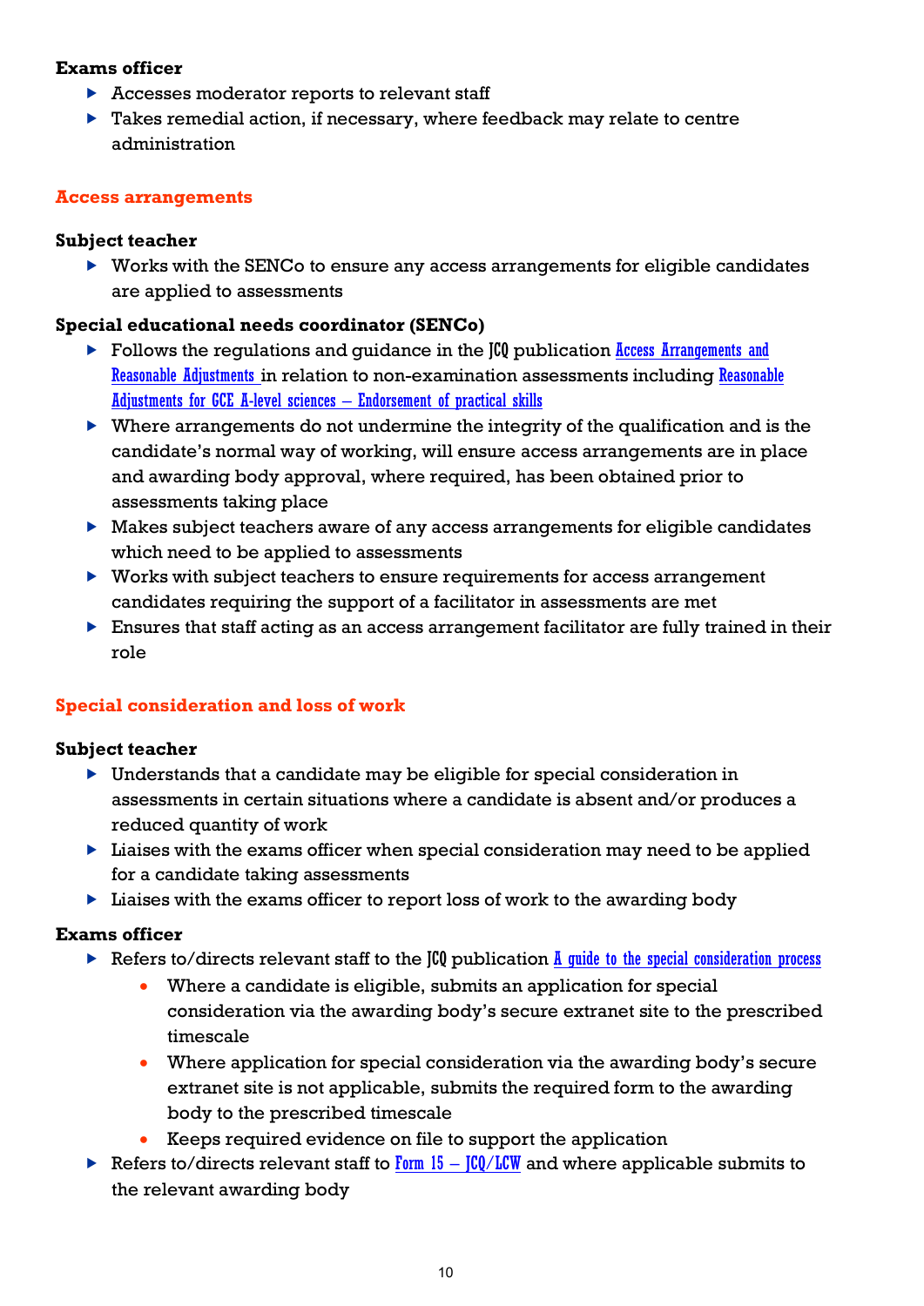**Exams officer**

- Accesses moderator reports to relevant staff
- Takes remedial action, if necessary, where feedback may relate to centre administration

## Access arrangements

**Subject teacher**

- Works with the SENCo to ensure any access arrangements for eligible candidates are applied to assessments

**Special educational needs coordinator (SENCo)**

- Follows the regulations and guidance in the JCQ publication Access Arrangements and Reasonable Adjustments in relation to non-examination assessments including Reasonable Adjustments for GCE A-level sciences – Endorsement of practical skills
- Where arrangements do not undermine the integrity of the qualification and is the candidate's normal way of working, will ensure access arrangements are in place and awarding body approval, where required, has been obtained prior to assessments taking place
- Makes subject teachers aware of any access arrangements for eligible candidates which need to be applied to assessments
- Works with subject teachers to ensure requirements for access arrangement candidates requiring the support of a facilitator in assessments are met
- Ensures that staff acting as an access arrangement facilitator are fully trained in their role

## Special consideration and loss of work

**Subject teacher**

- Understands that a candidate may be eligible for special consideration in assessments in certain situations where a candidate is absent and/or produces a reduced quantity of work
- Liaises with the exams officer when special consideration may need to be applied for a candidate taking assessments
- Liaises with the exams officer to report loss of work to the awarding body

**Exams officer**

- Refers to/directs relevant staff to the JCQ publication A guide to the special consideration process
  - Where a candidate is eligible, submits an application for special consideration via the awarding body's secure extranet site to the prescribed timescale
  - Where application for special consideration via the awarding body's secure extranet site is not applicable, submits the required form to the awarding body to the prescribed timescale
  - Keeps required evidence on file to support the application
- Refers to/directs relevant staff to Form 15 – JCQ/LCW and where applicable submits to the relevant awarding body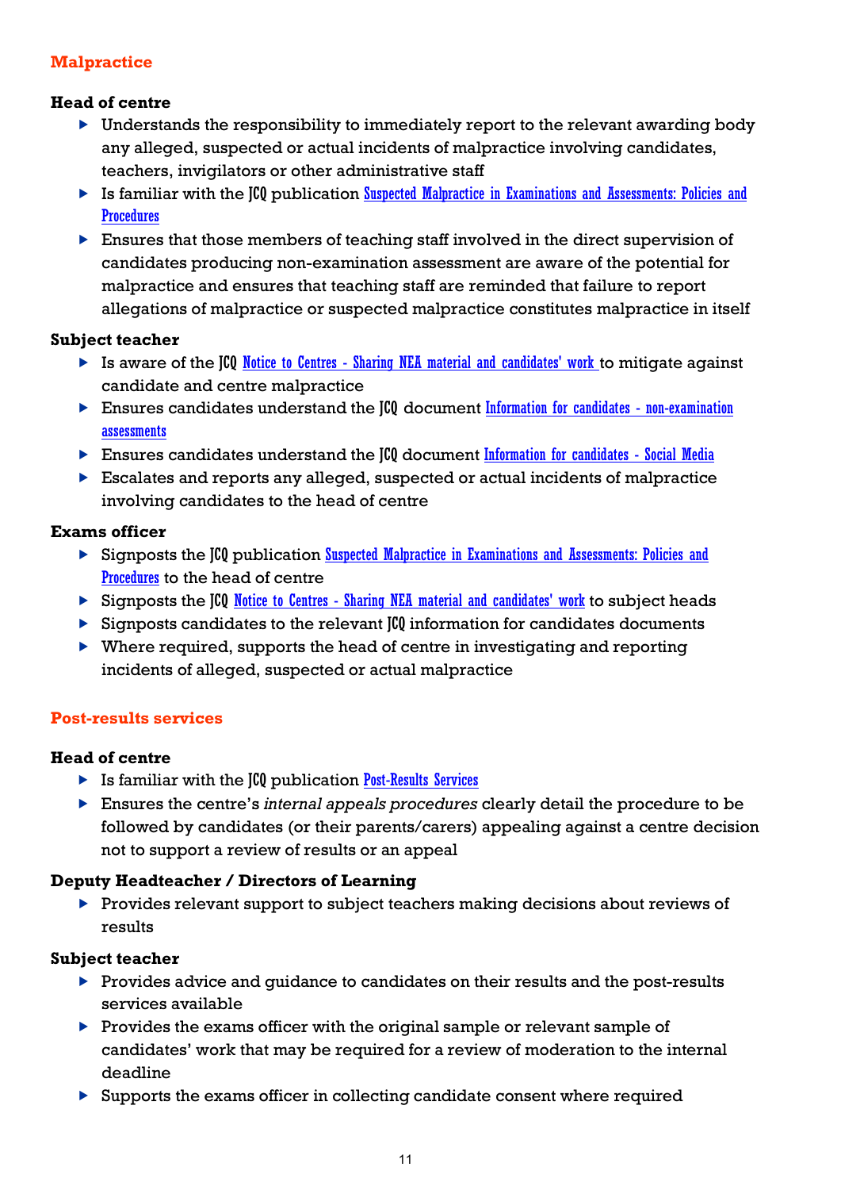## Malpractice

### Head of centre

- Understands the responsibility to immediately report to the relevant awarding body any alleged, suspected or actual incidents of malpractice involving candidates, teachers, invigilators or other administrative staff
- Is familiar with the JCQ publication Suspected Malpractice in Examinations and Assessments: Policies and Procedures
- Ensures that those members of teaching staff involved in the direct supervision of candidates producing non-examination assessment are aware of the potential for malpractice and ensures that teaching staff are reminded that failure to report allegations of malpractice or suspected malpractice constitutes malpractice in itself

### Subject teacher

- Is aware of the JCQ Notice to Centres - Sharing NEA material and candidates' work to mitigate against candidate and centre malpractice
- Ensures candidates understand the JCQ document Information for candidates - non-examination assessments
- Ensures candidates understand the JCQ document Information for candidates - Social Media
- Escalates and reports any alleged, suspected or actual incidents of malpractice involving candidates to the head of centre

### Exams officer

- Signposts the JCQ publication Suspected Malpractice in Examinations and Assessments: Policies and Procedures to the head of centre
- Signposts the JCQ Notice to Centres - Sharing NEA material and candidates' work to subject heads
- Signposts candidates to the relevant JCQ information for candidates documents
- Where required, supports the head of centre in investigating and reporting incidents of alleged, suspected or actual malpractice

## Post-results services

### Head of centre

- Is familiar with the JCQ publication Post-Results Services
- Ensures the centre's *internal appeals procedures* clearly detail the procedure to be followed by candidates (or their parents/carers) appealing against a centre decision not to support a review of results or an appeal

### Deputy Headteacher / Directors of Learning

- Provides relevant support to subject teachers making decisions about reviews of results

### Subject teacher

- Provides advice and guidance to candidates on their results and the post-results services available
- Provides the exams officer with the original sample or relevant sample of candidates' work that may be required for a review of moderation to the internal deadline
- Supports the exams officer in collecting candidate consent where required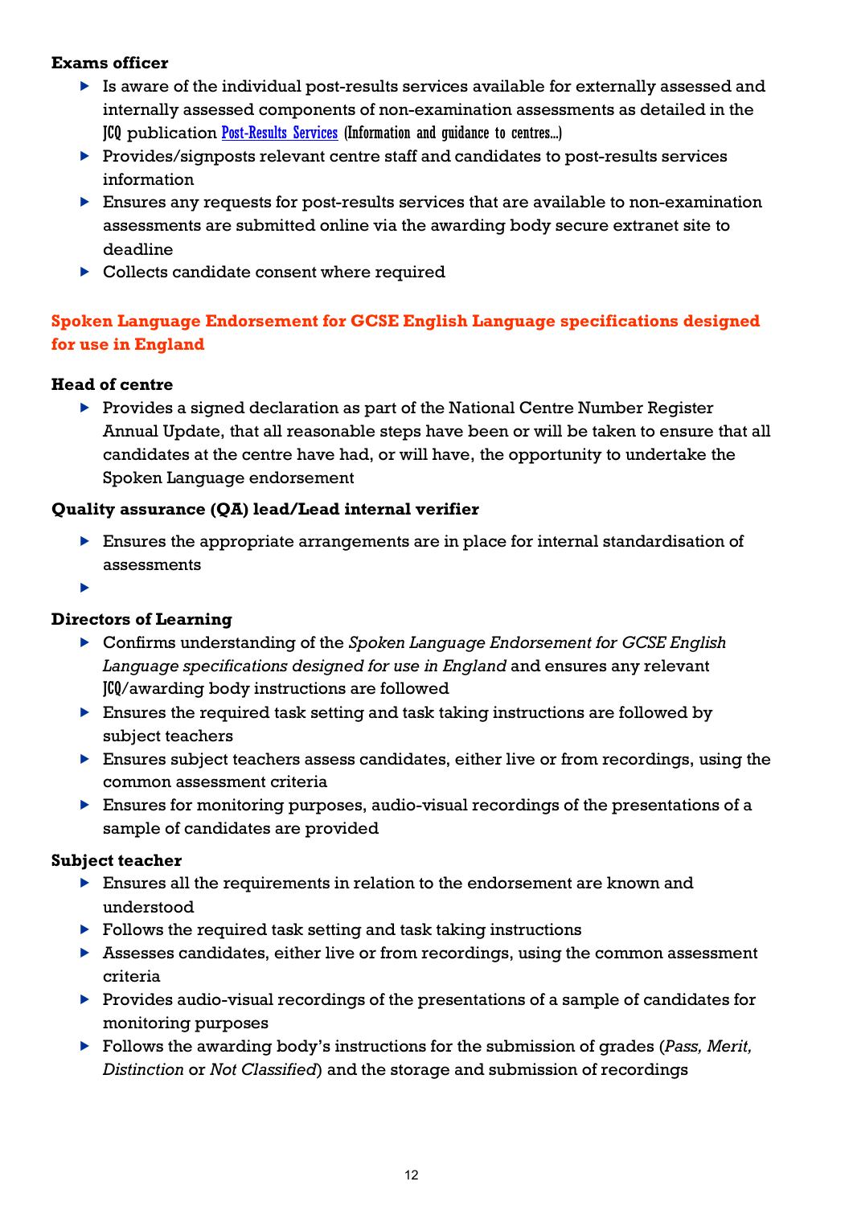**Exams officer**

- Is aware of the individual post-results services available for externally assessed and internally assessed components of non-examination assessments as detailed in the JCQ publication Post-Results Services (Information and guidance to centres...)
- Provides/signposts relevant centre staff and candidates to post-results services information
- Ensures any requests for post-results services that are available to non-examination assessments are submitted online via the awarding body secure extranet site to deadline
- Collects candidate consent where required

## Spoken Language Endorsement for GCSE English Language specifications designed for use in England

**Head of centre**

- Provides a signed declaration as part of the National Centre Number Register Annual Update, that all reasonable steps have been or will be taken to ensure that all candidates at the centre have had, or will have, the opportunity to undertake the Spoken Language endorsement

**Quality assurance (QA) lead/Lead internal verifier**

- Ensures the appropriate arrangements are in place for internal standardisation of assessments
-

**Directors of Learning**

- Confirms understanding of the *Spoken Language Endorsement for GCSE English Language specifications designed for use in England* and ensures any relevant JCQ/awarding body instructions are followed
- Ensures the required task setting and task taking instructions are followed by subject teachers
- Ensures subject teachers assess candidates, either live or from recordings, using the common assessment criteria
- Ensures for monitoring purposes, audio-visual recordings of the presentations of a sample of candidates are provided

**Subject teacher**

- Ensures all the requirements in relation to the endorsement are known and understood
- Follows the required task setting and task taking instructions
- Assesses candidates, either live or from recordings, using the common assessment criteria
- Provides audio-visual recordings of the presentations of a sample of candidates for monitoring purposes
- Follows the awarding body's instructions for the submission of grades (*Pass, Merit, Distinction* or *Not Classified*) and the storage and submission of recordings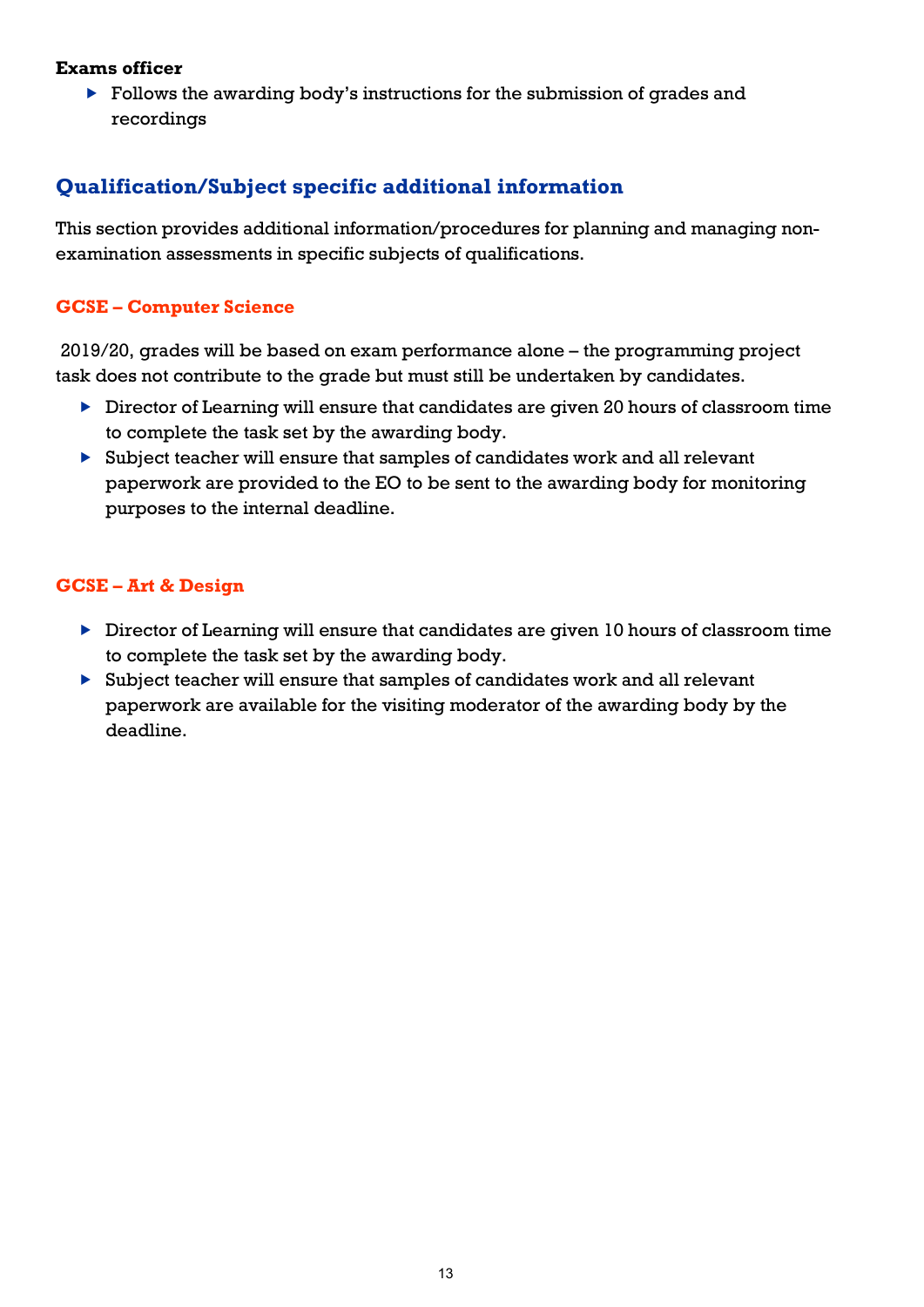**Exams officer**

- Follows the awarding body's instructions for the submission of grades and recordings

## Qualification/Subject specific additional information

This section provides additional information/procedures for planning and managing non-examination assessments in specific subjects of qualifications.

### GCSE – Computer Science

2019/20, grades will be based on exam performance alone – the programming project task does not contribute to the grade but must still be undertaken by candidates.

- Director of Learning will ensure that candidates are given 20 hours of classroom time to complete the task set by the awarding body.
- Subject teacher will ensure that samples of candidates work and all relevant paperwork are provided to the EO to be sent to the awarding body for monitoring purposes to the internal deadline.

### GCSE – Art & Design

- Director of Learning will ensure that candidates are given 10 hours of classroom time to complete the task set by the awarding body.
- Subject teacher will ensure that samples of candidates work and all relevant paperwork are available for the visiting moderator of the awarding body by the deadline.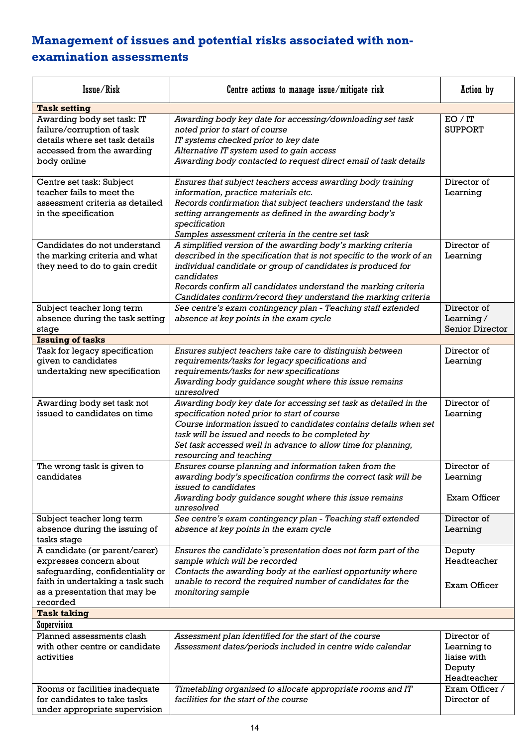## Management of issues and potential risks associated with non-examination assessments

| Issue/Risk | Centre actions to manage issue/mitigate risk | Action by |
|---|---|---|
| **Task setting** | | |
| Awarding body set task: IT failure/corruption of task details where set task details accessed from the awarding body online | *Awarding body key date for accessing/downloading set task noted prior to start of course*<br>*IT systems checked prior to key date*<br>*Alternative IT system used to gain access*<br>*Awarding body contacted to request direct email of task details* | EO / IT SUPPORT |
| Centre set task: Subject teacher fails to meet the assessment criteria as detailed in the specification | *Ensures that subject teachers access awarding body training information, practice materials etc.*<br>*Records confirmation that subject teachers understand the task setting arrangements as defined in the awarding body's specification*<br>*Samples assessment criteria in the centre set task* | Director of Learning |
| Candidates do not understand the marking criteria and what they need to do to gain credit | *A simplified version of the awarding body's marking criteria described in the specification that is not specific to the work of an individual candidate or group of candidates is produced for candidates*<br>*Records confirm all candidates understand the marking criteria*<br>*Candidates confirm/record they understand the marking criteria* | Director of Learning |
| Subject teacher long term absence during the task setting stage | *See centre's exam contingency plan - Teaching staff extended absence at key points in the exam cycle* | Director of Learning / Senior Director |
| **Issuing of tasks** | | |
| Task for legacy specification given to candidates undertaking new specification | *Ensures subject teachers take care to distinguish between requirements/tasks for legacy specifications and requirements/tasks for new specifications*<br>*Awarding body guidance sought where this issue remains unresolved* | Director of Learning |
| Awarding body set task not issued to candidates on time | *Awarding body key date for accessing set task as detailed in the specification noted prior to start of course*<br>*Course information issued to candidates contains details when set task will be issued and needs to be completed by*<br>*Set task accessed well in advance to allow time for planning, resourcing and teaching* | Director of Learning |
| The wrong task is given to candidates | *Ensures course planning and information taken from the awarding body's specification confirms the correct task will be issued to candidates*<br>*Awarding body guidance sought where this issue remains unresolved* | Director of Learning<br><br>Exam Officer |
| Subject teacher long term absence during the issuing of tasks stage | *See centre's exam contingency plan - Teaching staff extended absence at key points in the exam cycle* | Director of Learning |
| A candidate (or parent/carer) expresses concern about safeguarding, confidentiality or faith in undertaking a task such as a presentation that may be recorded | *Ensures the candidate's presentation does not form part of the sample which will be recorded*<br>*Contacts the awarding body at the earliest opportunity where unable to record the required number of candidates for the monitoring sample* | Deputy Headteacher<br><br>Exam Officer |
| **Task taking** | | |
| Supervision | | |
| Planned assessments clash with other centre or candidate activities | *Assessment plan identified for the start of the course*<br>*Assessment dates/periods included in centre wide calendar* | Director of Learning to liaise with Deputy Headteacher |
| Rooms or facilities inadequate for candidates to take tasks under appropriate supervision | *Timetabling organised to allocate appropriate rooms and IT facilities for the start of the course* | Exam Officer / Director of |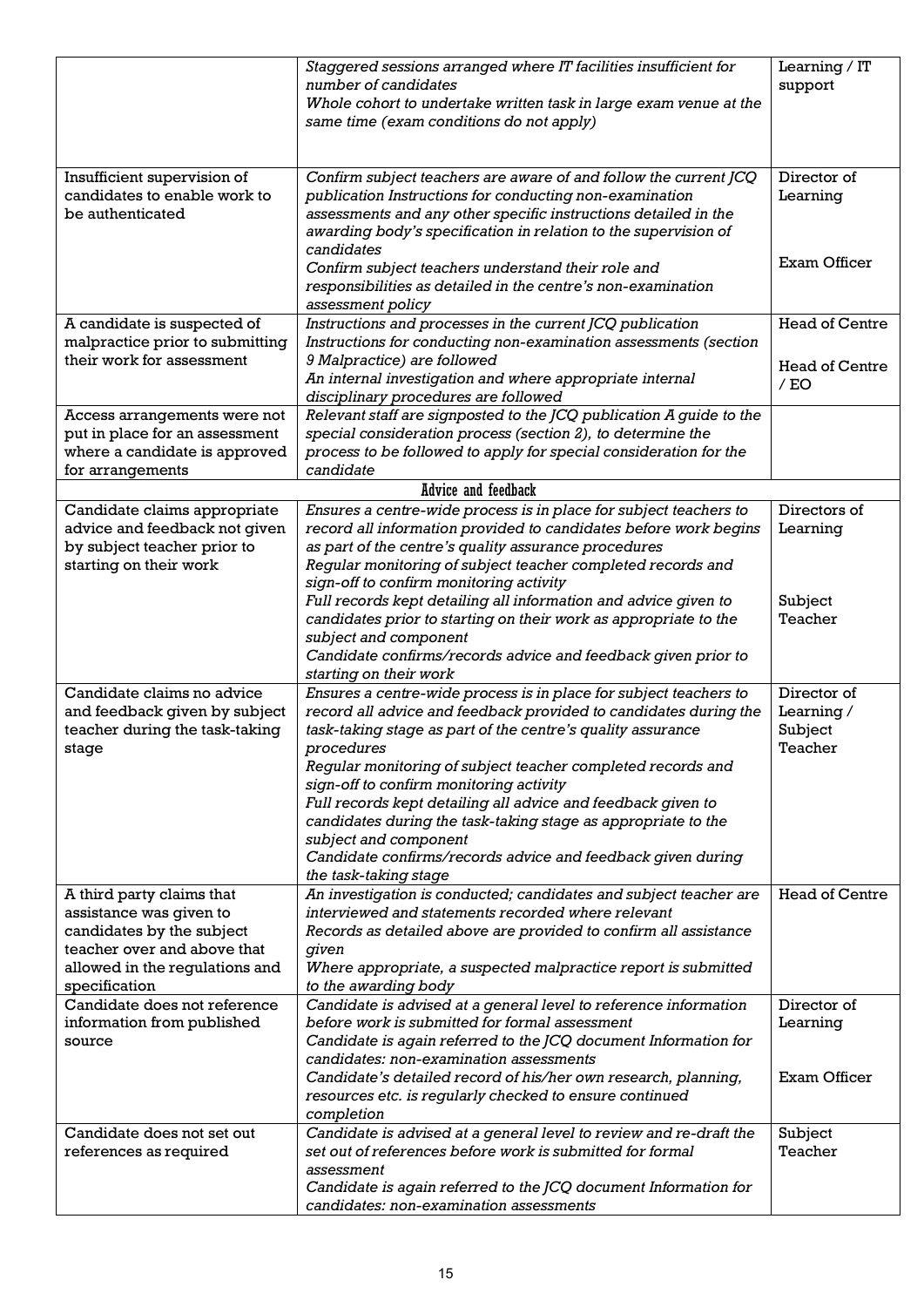| | | |
|---|---|---|
| | *Staggered sessions arranged where IT facilities insufficient for number of candidates*<br>*Whole cohort to undertake written task in large exam venue at the same time (exam conditions do not apply)* | Learning / IT support |
| Insufficient supervision of candidates to enable work to be authenticated | *Confirm subject teachers are aware of and follow the current JCQ publication Instructions for conducting non-examination assessments and any other specific instructions detailed in the awarding body's specification in relation to the supervision of candidates*<br>*Confirm subject teachers understand their role and responsibilities as detailed in the centre's non-examination assessment policy* | Director of Learning<br><br>Exam Officer |
| A candidate is suspected of malpractice prior to submitting their work for assessment | *Instructions and processes in the current JCQ publication Instructions for conducting non-examination assessments (section 9 Malpractice) are followed*<br>*An internal investigation and where appropriate internal disciplinary procedures are followed* | Head of Centre<br><br>Head of Centre / EO |
| Access arrangements were not put in place for an assessment where a candidate is approved for arrangements | *Relevant staff are signposted to the JCQ publication A guide to the special consideration process (section 2), to determine the process to be followed to apply for special consideration for the candidate* | |
| **Advice and feedback** | | |
| Candidate claims appropriate advice and feedback not given by subject teacher prior to starting on their work | *Ensures a centre-wide process is in place for subject teachers to record all information provided to candidates before work begins as part of the centre's quality assurance procedures*<br>*Regular monitoring of subject teacher completed records and sign-off to confirm monitoring activity*<br>*Full records kept detailing all information and advice given to candidates prior to starting on their work as appropriate to the subject and component*<br>*Candidate confirms/records advice and feedback given prior to starting on their work* | Directors of Learning<br><br>Subject Teacher |
| Candidate claims no advice and feedback given by subject teacher during the task-taking stage | *Ensures a centre-wide process is in place for subject teachers to record all advice and feedback provided to candidates during the task-taking stage as part of the centre's quality assurance procedures*<br>*Regular monitoring of subject teacher completed records and sign-off to confirm monitoring activity*<br>*Full records kept detailing all advice and feedback given to candidates during the task-taking stage as appropriate to the subject and component*<br>*Candidate confirms/records advice and feedback given during the task-taking stage* | Director of Learning / Subject Teacher |
| A third party claims that assistance was given to candidates by the subject teacher over and above that allowed in the regulations and specification | *An investigation is conducted; candidates and subject teacher are interviewed and statements recorded where relevant*<br>*Records as detailed above are provided to confirm all assistance given*<br>*Where appropriate, a suspected malpractice report is submitted to the awarding body* | Head of Centre |
| Candidate does not reference information from published source | *Candidate is advised at a general level to reference information before work is submitted for formal assessment*<br>*Candidate is again referred to the JCQ document Information for candidates: non-examination assessments*<br>*Candidate's detailed record of his/her own research, planning, resources etc. is regularly checked to ensure continued completion* | Director of Learning<br><br>Exam Officer |
| Candidate does not set out references as required | *Candidate is advised at a general level to review and re-draft the set out of references before work is submitted for formal assessment*<br>*Candidate is again referred to the JCQ document Information for candidates: non-examination assessments* | Subject Teacher |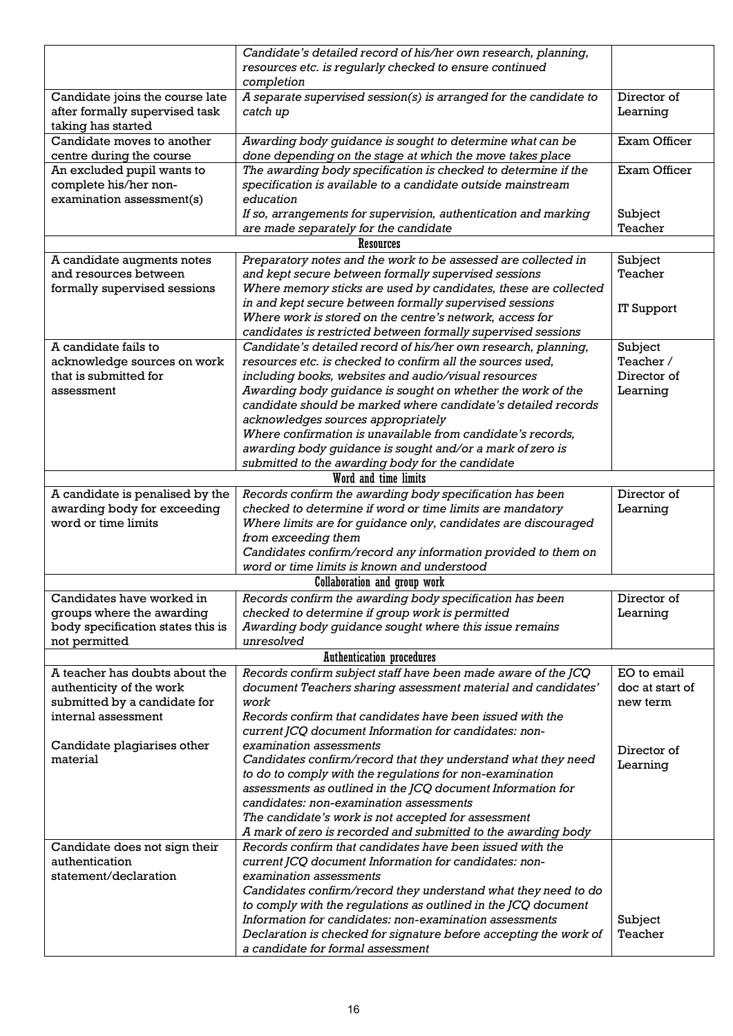| | | |
|---|---|---|
| | *Candidate's detailed record of his/her own research, planning, resources etc. is regularly checked to ensure continued completion* | |
| Candidate joins the course late after formally supervised task taking has started | *A separate supervised session(s) is arranged for the candidate to catch up* | Director of Learning |
| Candidate moves to another centre during the course | *Awarding body guidance is sought to determine what can be done depending on the stage at which the move takes place* | Exam Officer |
| An excluded pupil wants to complete his/her non-examination assessment(s) | *The awarding body specification is checked to determine if the specification is available to a candidate outside mainstream education*<br>*If so, arrangements for supervision, authentication and marking are made separately for the candidate* | Exam Officer<br><br>Subject Teacher |
| **Resources** | | |
| A candidate augments notes and resources between formally supervised sessions | *Preparatory notes and the work to be assessed are collected in and kept secure between formally supervised sessions*<br>*Where memory sticks are used by candidates, these are collected in and kept secure between formally supervised sessions*<br>*Where work is stored on the centre's network, access for candidates is restricted between formally supervised sessions* | Subject Teacher<br><br>IT Support |
| A candidate fails to acknowledge sources on work that is submitted for assessment | *Candidate's detailed record of his/her own research, planning, resources etc. is checked to confirm all the sources used, including books, websites and audio/visual resources*<br>*Awarding body guidance is sought on whether the work of the candidate should be marked where candidate's detailed records acknowledges sources appropriately*<br>*Where confirmation is unavailable from candidate's records, awarding body guidance is sought and/or a mark of zero is submitted to the awarding body for the candidate* | Subject Teacher / Director of Learning |
| **Word and time limits** | | |
| A candidate is penalised by the awarding body for exceeding word or time limits | *Records confirm the awarding body specification has been checked to determine if word or time limits are mandatory*<br>*Where limits are for guidance only, candidates are discouraged from exceeding them*<br>*Candidates confirm/record any information provided to them on word or time limits is known and understood* | Director of Learning |
| **Collaboration and group work** | | |
| Candidates have worked in groups where the awarding body specification states this is not permitted | *Records confirm the awarding body specification has been checked to determine if group work is permitted*<br>*Awarding body guidance sought where this issue remains unresolved* | Director of Learning |
| **Authentication procedures** | | |
| A teacher has doubts about the authenticity of the work submitted by a candidate for internal assessment<br><br>Candidate plagiarises other material | *Records confirm subject staff have been made aware of the JCQ document Teachers sharing assessment material and candidates' work*<br>*Records confirm that candidates have been issued with the current JCQ document Information for candidates: non-examination assessments*<br>*Candidates confirm/record that they understand what they need to do to comply with the regulations for non-examination assessments as outlined in the JCQ document Information for candidates: non-examination assessments*<br>*The candidate's work is not accepted for assessment*<br>*A mark of zero is recorded and submitted to the awarding body* | EO to email doc at start of new term<br><br>Director of Learning |
| Candidate does not sign their authentication statement/declaration | *Records confirm that candidates have been issued with the current JCQ document Information for candidates: non-examination assessments*<br>*Candidates confirm/record they understand what they need to do to comply with the regulations as outlined in the JCQ document Information for candidates: non-examination assessments*<br>*Declaration is checked for signature before accepting the work of a candidate for formal assessment* | Subject Teacher |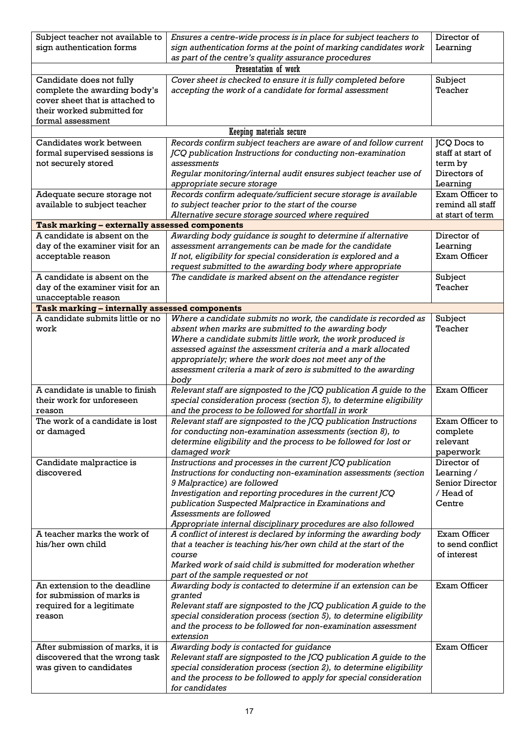| | | |
|---|---|---|
| Subject teacher not available to sign authentication forms | *Ensures a centre-wide process is in place for subject teachers to sign authentication forms at the point of marking candidates work as part of the centre's quality assurance procedures* | Director of Learning |
| **Presentation of work** | | |
| Candidate does not fully complete the awarding body's cover sheet that is attached to their worked submitted for formal assessment | *Cover sheet is checked to ensure it is fully completed before accepting the work of a candidate for formal assessment* | Subject Teacher |
| **Keeping materials secure** | | |
| Candidates work between formal supervised sessions is not securely stored | *Records confirm subject teachers are aware of and follow current JCQ publication Instructions for conducting non-examination assessments*<br>*Regular monitoring/internal audit ensures subject teacher use of appropriate secure storage* | JCQ Docs to staff at start of term by Directors of Learning |
| Adequate secure storage not available to subject teacher | *Records confirm adequate/sufficient secure storage is available to subject teacher prior to the start of the course*<br>*Alternative secure storage sourced where required* | Exam Officer to remind all staff at start of term |
| **Task marking – externally assessed components** | | |
| A candidate is absent on the day of the examiner visit for an acceptable reason | *Awarding body guidance is sought to determine if alternative assessment arrangements can be made for the candidate*<br>*If not, eligibility for special consideration is explored and a request submitted to the awarding body where appropriate* | Director of Learning<br>Exam Officer |
| A candidate is absent on the day of the examiner visit for an unacceptable reason | *The candidate is marked absent on the attendance register* | Subject Teacher |
| **Task marking – internally assessed components** | | |
| A candidate submits little or no work | *Where a candidate submits no work, the candidate is recorded as absent when marks are submitted to the awarding body*<br>*Where a candidate submits little work, the work produced is assessed against the assessment criteria and a mark allocated appropriately; where the work does not meet any of the assessment criteria a mark of zero is submitted to the awarding body* | Subject Teacher |
| A candidate is unable to finish their work for unforeseen reason | *Relevant staff are signposted to the JCQ publication A guide to the special consideration process (section 5), to determine eligibility and the process to be followed for shortfall in work* | Exam Officer |
| The work of a candidate is lost or damaged | *Relevant staff are signposted to the JCQ publication Instructions for conducting non-examination assessments (section 8), to determine eligibility and the process to be followed for lost or damaged work* | Exam Officer to complete relevant paperwork |
| Candidate malpractice is discovered | *Instructions and processes in the current JCQ publication Instructions for conducting non-examination assessments (section 9 Malpractice) are followed*<br>*Investigation and reporting procedures in the current JCQ publication Suspected Malpractice in Examinations and Assessments are followed*<br>*Appropriate internal disciplinary procedures are also followed* | Director of Learning / Senior Director / Head of Centre |
| A teacher marks the work of his/her own child | *A conflict of interest is declared by informing the awarding body that a teacher is teaching his/her own child at the start of the course*<br>*Marked work of said child is submitted for moderation whether part of the sample requested or not* | Exam Officer to send conflict of interest |
| An extension to the deadline for submission of marks is required for a legitimate reason | *Awarding body is contacted to determine if an extension can be granted*<br>*Relevant staff are signposted to the JCQ publication A guide to the special consideration process (section 5), to determine eligibility and the process to be followed for non-examination assessment extension* | Exam Officer |
| After submission of marks, it is discovered that the wrong task was given to candidates | *Awarding body is contacted for guidance*<br>*Relevant staff are signposted to the JCQ publication A guide to the special consideration process (section 2), to determine eligibility and the process to be followed to apply for special consideration for candidates* | Exam Officer |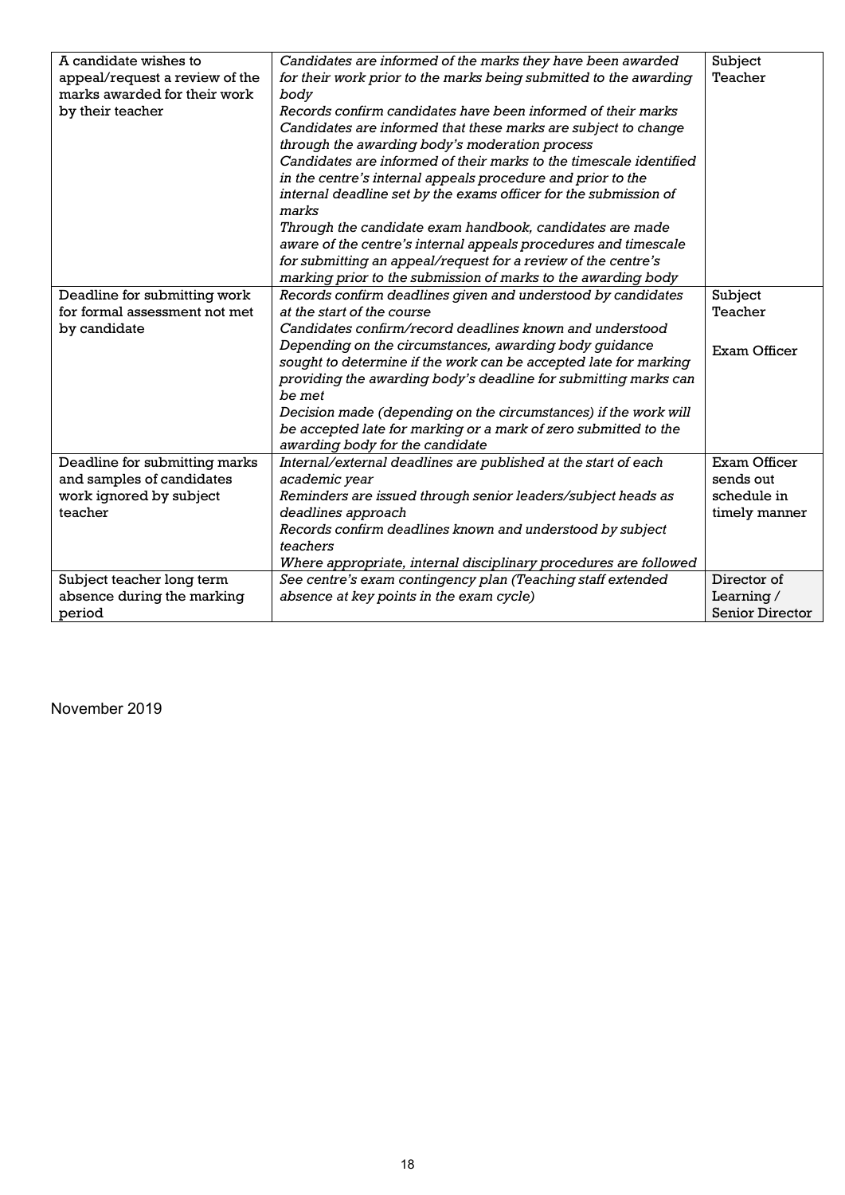| | | |
|---|---|---|
| A candidate wishes to appeal/request a review of the marks awarded for their work by their teacher | *Candidates are informed of the marks they have been awarded for their work prior to the marks being submitted to the awarding body*<br>*Records confirm candidates have been informed of their marks*<br>*Candidates are informed that these marks are subject to change through the awarding body's moderation process*<br>*Candidates are informed of their marks to the timescale identified in the centre's internal appeals procedure and prior to the internal deadline set by the exams officer for the submission of marks*<br>*Through the candidate exam handbook, candidates are made aware of the centre's internal appeals procedures and timescale for submitting an appeal/request for a review of the centre's marking prior to the submission of marks to the awarding body* | Subject Teacher |
| Deadline for submitting work for formal assessment not met by candidate | *Records confirm deadlines given and understood by candidates at the start of the course*<br>*Candidates confirm/record deadlines known and understood*<br>*Depending on the circumstances, awarding body guidance sought to determine if the work can be accepted late for marking providing the awarding body's deadline for submitting marks can be met*<br>*Decision made (depending on the circumstances) if the work will be accepted late for marking or a mark of zero submitted to the awarding body for the candidate* | Subject Teacher<br><br>Exam Officer |
| Deadline for submitting marks and samples of candidates work ignored by subject teacher | *Internal/external deadlines are published at the start of each academic year*<br>*Reminders are issued through senior leaders/subject heads as deadlines approach*<br>*Records confirm deadlines known and understood by subject teachers*<br>*Where appropriate, internal disciplinary procedures are followed* | Exam Officer sends out schedule in timely manner |
| Subject teacher long term absence during the marking period | *See centre's exam contingency plan (Teaching staff extended absence at key points in the exam cycle)* | Director of Learning / Senior Director |

November 2019